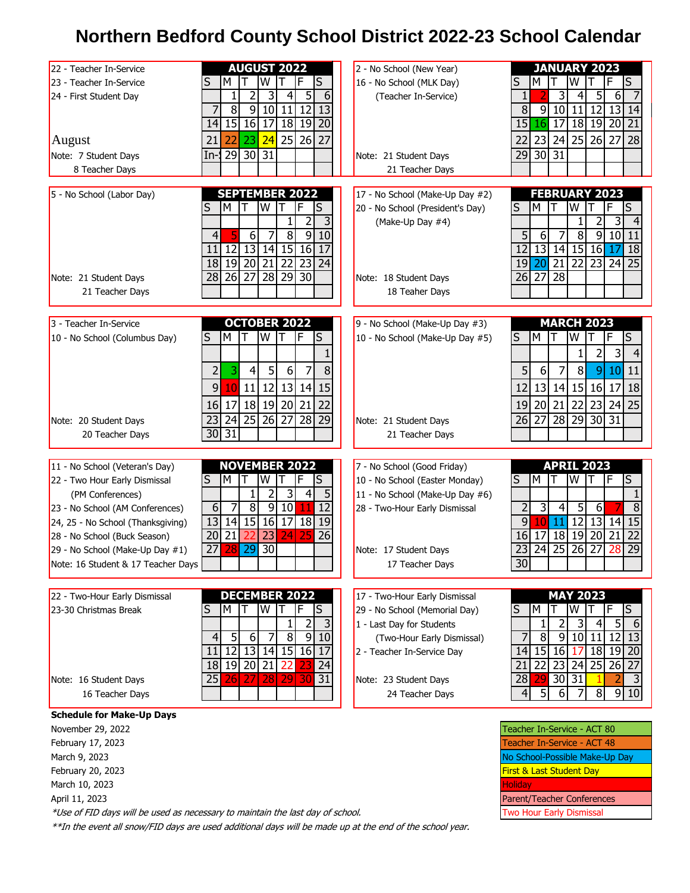# Northern Bedford County School District 2022-23 School Calendar

## August 2022

22 - Teacher In-Service
23 - Teacher In-Service
24 - First Student Day

August

Note: 7 Student Days
8 Teacher Days

| S | M | T | W | T | F | S |
|---|---|---|---|---|---|---|
| | 1 | 2 | 3 | 4 | 5 | 6 |
| 7 | 8 | 9 | 10 | 11 | 12 | 13 |
| 14 | 15 | 16 | 17 | 18 | 19 | 20 |
| 21 | 22 | 23 | 24 | 25 | 26 | 27 |
| In-S | 29 | 30 | 31 | | | |

## January 2023

2 - No School (New Year)
16 - No School (MLK Day) (Teacher In-Service)

Note: 21 Student Days
21 Teacher Days

| S | M | T | W | T | F | S |
|---|---|---|---|---|---|---|
| 1 | 2 | 3 | 4 | 5 | 6 | 7 |
| 8 | 9 | 10 | 11 | 12 | 13 | 14 |
| 15 | 16 | 17 | 18 | 19 | 20 | 21 |
| 22 | 23 | 24 | 25 | 26 | 27 | 28 |
| 29 | 30 | 31 | | | | |

## September 2022

5 - No School (Labor Day)

Note: 21 Student Days
21 Teacher Days

| S | M | T | W | T | F | S |
|---|---|---|---|---|---|---|
| | | | | 1 | 2 | 3 |
| 4 | 5 | 6 | 7 | 8 | 9 | 10 |
| 11 | 12 | 13 | 14 | 15 | 16 | 17 |
| 18 | 19 | 20 | 21 | 22 | 23 | 24 |
| 28 | 26 | 27 | 28 | 29 | 30 | |

## February 2023

17 - No School (Make-Up Day #2)
20 - No School (President's Day) (Make-Up Day #4)

Note: 18 Student Days
18 Teaher Days

| S | M | T | W | T | F | S |
|---|---|---|---|---|---|---|
| | | | 1 | 2 | 3 | 4 |
| 5 | 6 | 7 | 8 | 9 | 10 | 11 |
| 12 | 13 | 14 | 15 | 16 | 17 | 18 |
| 19 | 20 | 21 | 22 | 23 | 24 | 25 |
| 26 | 27 | 28 | | | | |

## October 2022

3 - Teacher In-Service
10 - No School (Columbus Day)

Note: 20 Student Days
20 Teacher Days

| S | M | T | W | T | F | S |
|---|---|---|---|---|---|---|
| | | | | | | 1 |
| 2 | 3 | 4 | 5 | 6 | 7 | 8 |
| 9 | 10 | 11 | 12 | 13 | 14 | 15 |
| 16 | 17 | 18 | 19 | 20 | 21 | 22 |
| 23 | 24 | 25 | 26 | 27 | 28 | 29 |
| 30 | 31 | | | | | |

## March 2023

9 - No School (Make-Up Day #3)
10 - No School (Make-Up Day #5)

Note: 21 Student Days
21 Teacher Days

| S | M | T | W | T | F | S |
|---|---|---|---|---|---|---|
| | | | 1 | 2 | 3 | 4 |
| 5 | 6 | 7 | 8 | 9 | 10 | 11 |
| 12 | 13 | 14 | 15 | 16 | 17 | 18 |
| 19 | 20 | 21 | 22 | 23 | 24 | 25 |
| 26 | 27 | 28 | 29 | 30 | 31 | |

## November 2022

11 - No School (Veteran's Day)
22 - Two Hour Early Dismissal (PM Conferences)
23 - No School (AM Conferences)
24, 25 - No School (Thanksgiving)
28 - No School (Buck Season)
29 - No School (Make-Up Day #1)
Note: 16 Student & 17 Teacher Days

| S | M | T | W | T | F | S |
|---|---|---|---|---|---|---|
| | | 1 | 2 | 3 | 4 | 5 |
| 6 | 7 | 8 | 9 | 10 | 11 | 12 |
| 13 | 14 | 15 | 16 | 17 | 18 | 19 |
| 20 | 21 | 22 | 23 | 24 | 25 | 26 |
| 27 | 28 | 29 | 30 | | | |

## April 2023

7 - No School (Good Friday)
10 - No School (Easter Monday)
11 - No School (Make-Up Day #6)
28 - Two-Hour Early Dismissal

Note: 17 Student Days
17 Teacher Days

| S | M | T | W | T | F | S |
|---|---|---|---|---|---|---|
| | | | | | | 1 |
| 2 | 3 | 4 | 5 | 6 | 7 | 8 |
| 9 | 10 | 11 | 12 | 13 | 14 | 15 |
| 16 | 17 | 18 | 19 | 20 | 21 | 22 |
| 23 | 24 | 25 | 26 | 27 | 28 | 29 |
| 30 | | | | | | |

## December 2022

22 - Two-Hour Early Dismissal
23-30 Christmas Break

Note: 16 Student Days
16 Teacher Days

| S | M | T | W | T | F | S |
|---|---|---|---|---|---|---|
| | | | | 1 | 2 | 3 |
| 4 | 5 | 6 | 7 | 8 | 9 | 10 |
| 11 | 12 | 13 | 14 | 15 | 16 | 17 |
| 18 | 19 | 20 | 21 | 22 | 23 | 24 |
| 25 | 26 | 27 | 28 | 29 | 30 | 31 |

## May 2023

17 - Two-Hour Early Dismissal
29 - No School (Memorial Day)
1 - Last Day for Students (Two-Hour Early Dismissal)
2 - Teacher In-Service Day

Note: 23 Student Days
24 Teacher Days

| S | M | T | W | T | F | S |
|---|---|---|---|---|---|---|
| | 1 | 2 | 3 | 4 | 5 | 6 |
| 7 | 8 | 9 | 10 | 11 | 12 | 13 |
| 14 | 15 | 16 | 17 | 18 | 19 | 20 |
| 21 | 22 | 23 | 24 | 25 | 26 | 27 |
| 28 | 29 | 30 | 31 | 1 | 2 | 3 |
| 4 | 5 | 6 | 7 | 8 | 9 | 10 |

**Schedule for Make-Up Days**

November 29, 2022
February 17, 2023
March 9, 2023
February 20, 2023
March 10, 2023
April 11, 2023

*\*Use of FID days will be used as necessary to maintain the last day of school.*
*\*\*In the event all snow/FID days are used additional days will be made up at the end of the school year.*

**Legend**

- Teacher In-Service - ACT 80
- Teacher In-Service - ACT 48
- No School-Possible Make-Up Day
- First & Last Student Day
- Holiday
- Parent/Teacher Conferences
- Two Hour Early Dismissal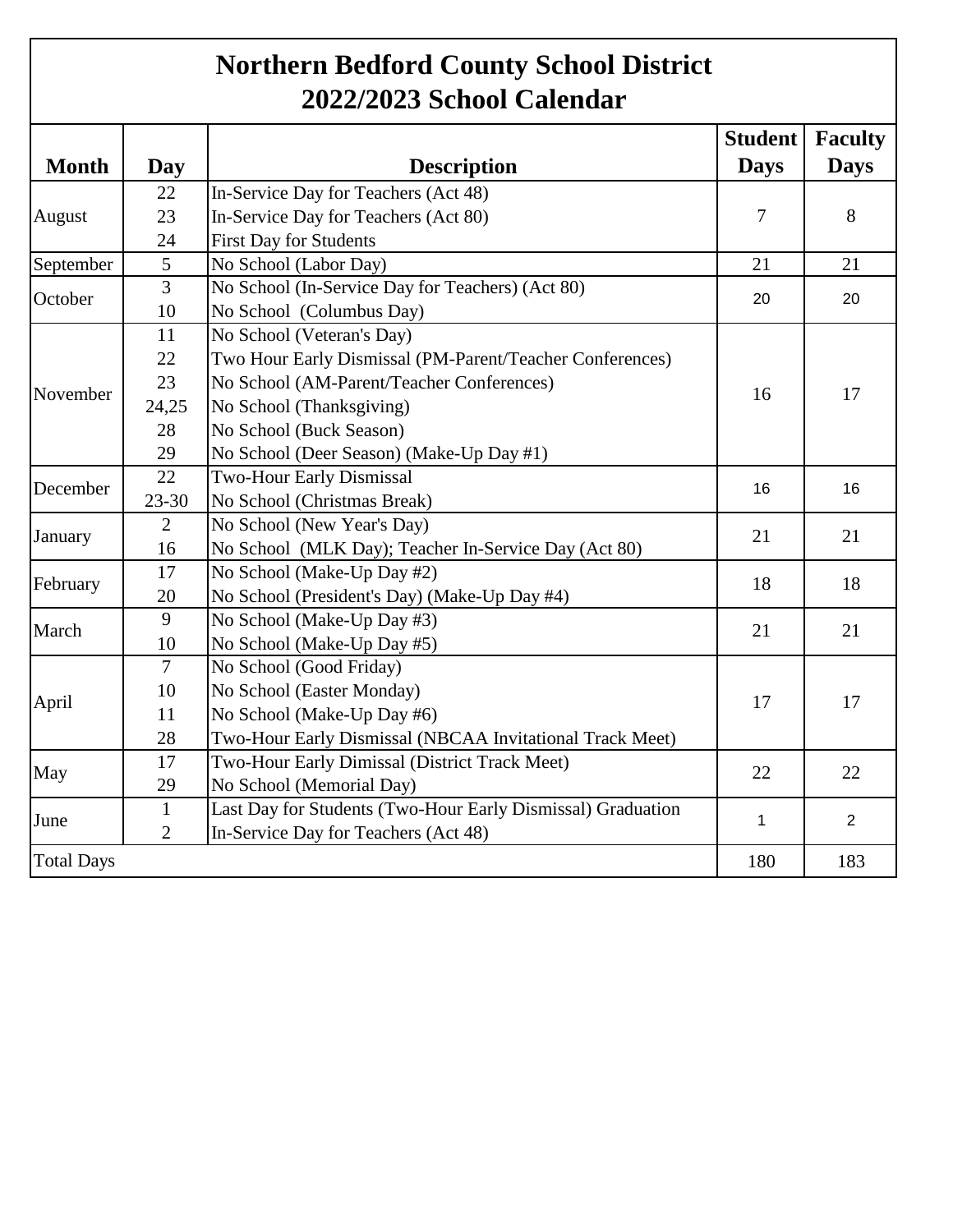# Northern Bedford County School District
## 2022/2023 School Calendar

| Month | Day | Description | Student Days | Faculty Days |
|---|---|---|---|---|
| August | 22 | In-Service Day for Teachers (Act 48) | 7 | 8 |
| | 23 | In-Service Day for Teachers (Act 80) | | |
| | 24 | First Day for Students | | |
| September | 5 | No School (Labor Day) | 21 | 21 |
| October | 3 | No School (In-Service Day for Teachers) (Act 80) | 20 | 20 |
| | 10 | No School (Columbus Day) | | |
| November | 11 | No School (Veteran's Day) | 16 | 17 |
| | 22 | Two Hour Early Dismissal (PM-Parent/Teacher Conferences) | | |
| | 23 | No School (AM-Parent/Teacher Conferences) | | |
| | 24,25 | No School (Thanksgiving) | | |
| | 28 | No School (Buck Season) | | |
| | 29 | No School (Deer Season) (Make-Up Day #1) | | |
| December | 22 | Two-Hour Early Dismissal | 16 | 16 |
| | 23-30 | No School (Christmas Break) | | |
| January | 2 | No School (New Year's Day) | 21 | 21 |
| | 16 | No School (MLK Day); Teacher In-Service Day (Act 80) | | |
| February | 17 | No School (Make-Up Day #2) | 18 | 18 |
| | 20 | No School (President's Day) (Make-Up Day #4) | | |
| March | 9 | No School (Make-Up Day #3) | 21 | 21 |
| | 10 | No School (Make-Up Day #5) | | |
| April | 7 | No School (Good Friday) | 17 | 17 |
| | 10 | No School (Easter Monday) | | |
| | 11 | No School (Make-Up Day #6) | | |
| | 28 | Two-Hour Early Dismissal (NBCAA Invitational Track Meet) | | |
| May | 17 | Two-Hour Early Dimissal (District Track Meet) | 22 | 22 |
| | 29 | No School (Memorial Day) | | |
| June | 1 | Last Day for Students (Two-Hour Early Dismissal) Graduation | 1 | 2 |
| | 2 | In-Service Day for Teachers (Act 48) | | |
| Total Days | | | 180 | 183 |